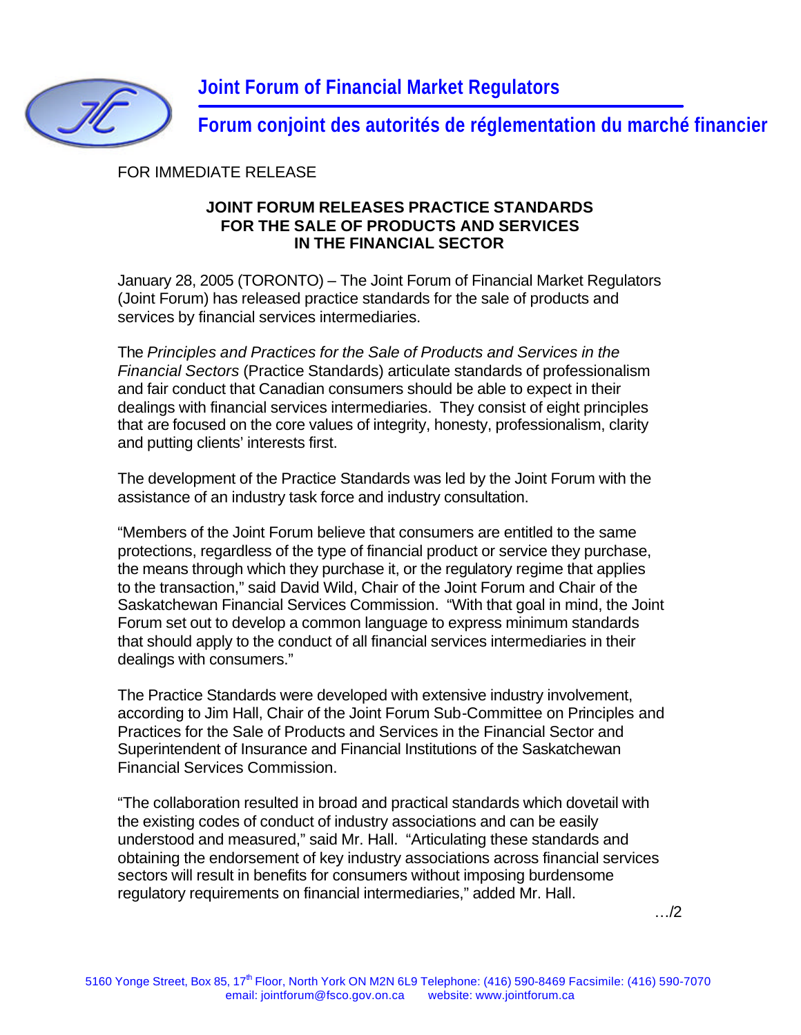# Joint Forum of Financial Market Regulators

# Forum conjoint des autorités de réglementation du marché financier

FOR IMMEDIATE RELEASE

**JOINT FORUM RELEASES PRACTICE STANDARDS FOR THE SALE OF PRODUCTS AND SERVICES IN THE FINANCIAL SECTOR**

January 28, 2005 (TORONTO) – The Joint Forum of Financial Market Regulators (Joint Forum) has released practice standards for the sale of products and services by financial services intermediaries.

The *Principles and Practices for the Sale of Products and Services in the Financial Sectors* (Practice Standards) articulate standards of professionalism and fair conduct that Canadian consumers should be able to expect in their dealings with financial services intermediaries. They consist of eight principles that are focused on the core values of integrity, honesty, professionalism, clarity and putting clients' interests first.

The development of the Practice Standards was led by the Joint Forum with the assistance of an industry task force and industry consultation.

"Members of the Joint Forum believe that consumers are entitled to the same protections, regardless of the type of financial product or service they purchase, the means through which they purchase it, or the regulatory regime that applies to the transaction," said David Wild, Chair of the Joint Forum and Chair of the Saskatchewan Financial Services Commission. "With that goal in mind, the Joint Forum set out to develop a common language to express minimum standards that should apply to the conduct of all financial services intermediaries in their dealings with consumers."

The Practice Standards were developed with extensive industry involvement, according to Jim Hall, Chair of the Joint Forum Sub-Committee on Principles and Practices for the Sale of Products and Services in the Financial Sector and Superintendent of Insurance and Financial Institutions of the Saskatchewan Financial Services Commission.

"The collaboration resulted in broad and practical standards which dovetail with the existing codes of conduct of industry associations and can be easily understood and measured," said Mr. Hall. "Articulating these standards and obtaining the endorsement of key industry associations across financial services sectors will result in benefits for consumers without imposing burdensome regulatory requirements on financial intermediaries," added Mr. Hall.

…/2

5160 Yonge Street, Box 85, 17th Floor, North York ON M2N 6L9 Telephone: (416) 590-8469 Facsimile: (416) 590-7070
email: jointforum@fsco.gov.on.ca website: www.jointforum.ca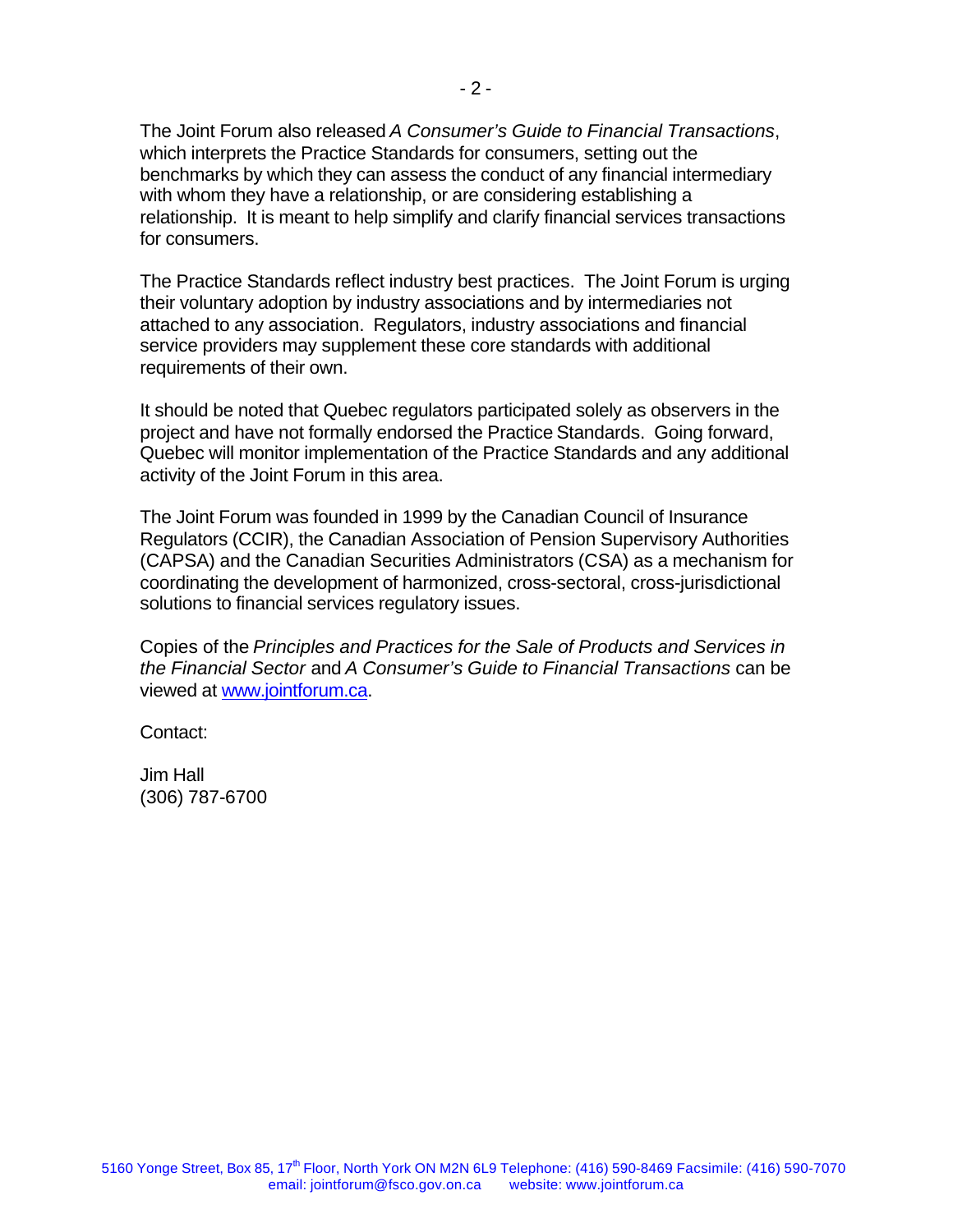The Joint Forum also released *A Consumer's Guide to Financial Transactions*, which interprets the Practice Standards for consumers, setting out the benchmarks by which they can assess the conduct of any financial intermediary with whom they have a relationship, or are considering establishing a relationship. It is meant to help simplify and clarify financial services transactions for consumers.

The Practice Standards reflect industry best practices. The Joint Forum is urging their voluntary adoption by industry associations and by intermediaries not attached to any association. Regulators, industry associations and financial service providers may supplement these core standards with additional requirements of their own.

It should be noted that Quebec regulators participated solely as observers in the project and have not formally endorsed the Practice Standards. Going forward, Quebec will monitor implementation of the Practice Standards and any additional activity of the Joint Forum in this area.

The Joint Forum was founded in 1999 by the Canadian Council of Insurance Regulators (CCIR), the Canadian Association of Pension Supervisory Authorities (CAPSA) and the Canadian Securities Administrators (CSA) as a mechanism for coordinating the development of harmonized, cross-sectoral, cross-jurisdictional solutions to financial services regulatory issues.

Copies of the *Principles and Practices for the Sale of Products and Services in the Financial Sector* and *A Consumer's Guide to Financial Transactions* can be viewed at www.jointforum.ca.

Contact:

Jim Hall
(306) 787-6700

5160 Yonge Street, Box 85, 17th Floor, North York ON M2N 6L9 Telephone: (416) 590-8469 Facsimile: (416) 590-7070
email: jointforum@fsco.gov.on.ca website: www.jointforum.ca